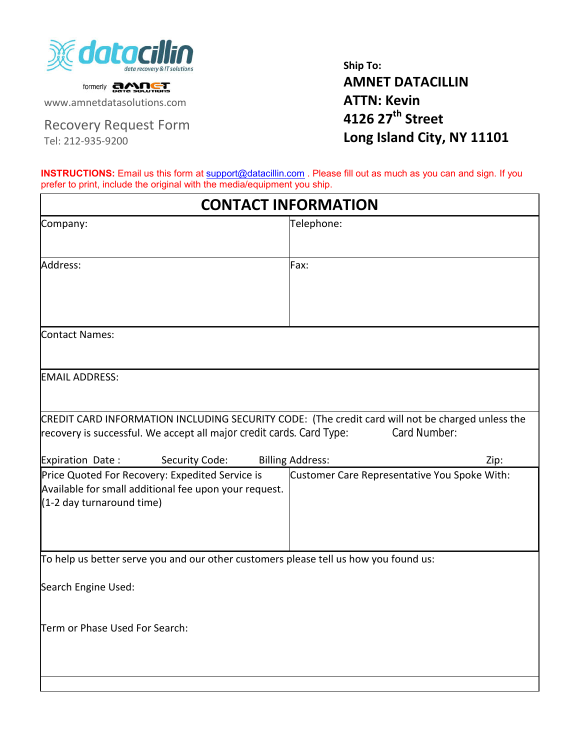datacillin
data recovery & IT solutions

formerly AMNET DATA SOLUTIONS

www.amnetdatasolutions.com

Recovery Request Form

Tel: 212-935-9200

**Ship To:**

**AMNET DATACILLIN**
**ATTN: Kevin**
**4126 27th Street**
**Long Island City, NY 11101**

**INSTRUCTIONS:** Email us this form at support@datacillin.com . Please fill out as much as you can and sign. If you prefer to print, include the original with the media/equipment you ship.

## CONTACT INFORMATION

| | |
|---|---|
| Company: | Telephone: |
| Address: | Fax: |
| Contact Names: | |
| EMAIL ADDRESS: | |
| CREDIT CARD INFORMATION INCLUDING SECURITY CODE: (The credit card will not be charged unless the recovery is successful. We accept all major credit cards. Card Type: Card Number: <br> Expiration Date : Security Code: Billing Address: Zip: | |
| Price Quoted For Recovery: Expedited Service is Available for small additional fee upon your request. (1-2 day turnaround time) | Customer Care Representative You Spoke With: |
| To help us better serve you and our other customers please tell us how you found us: <br> Search Engine Used: <br> Term or Phase Used For Search: | |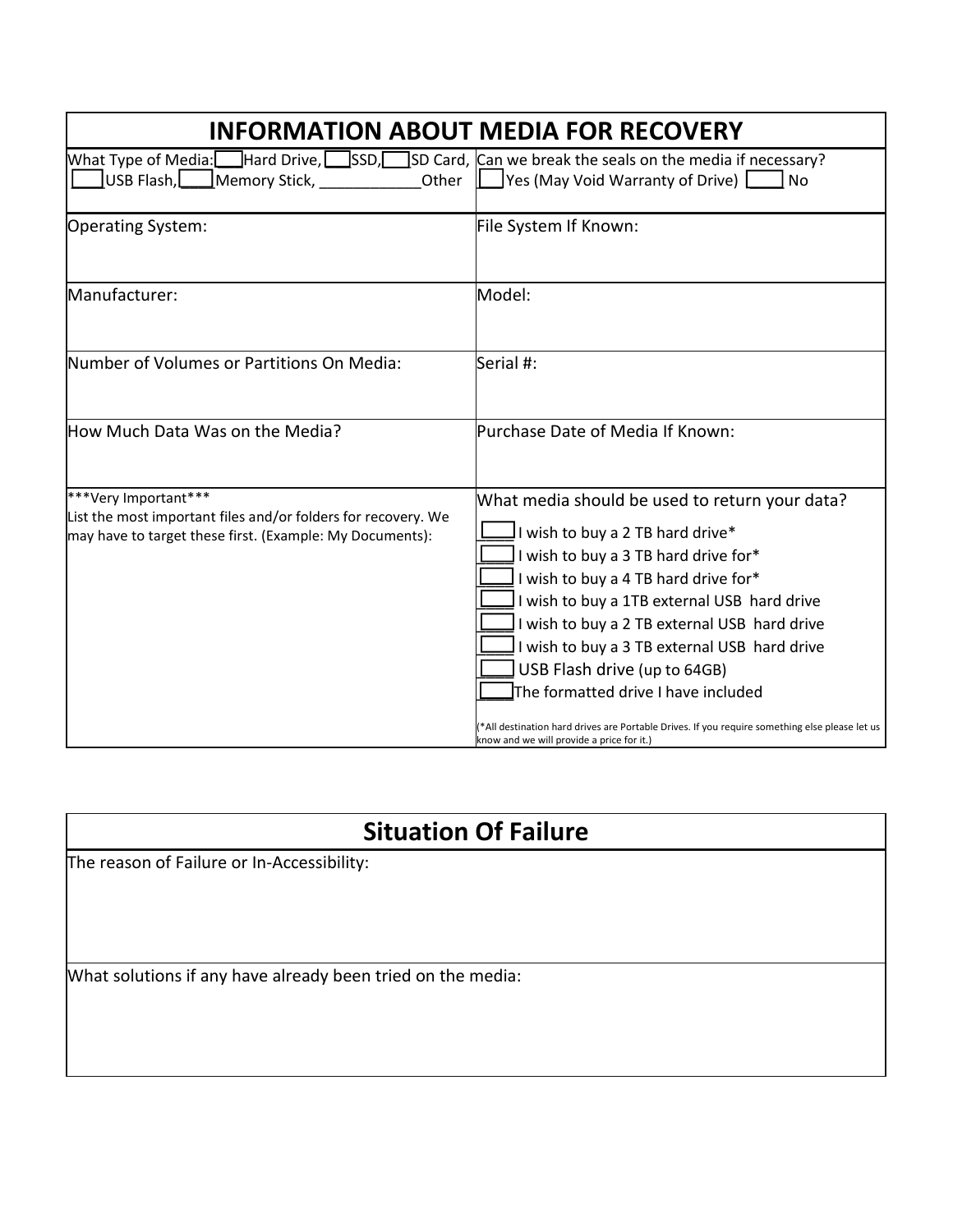## INFORMATION ABOUT MEDIA FOR RECOVERY

| What Type of Media: ___Hard Drive, ___SSD, ___SD Card, ___USB Flash, ___Memory Stick, ____________Other | Can we break the seals on the media if necessary? ___Yes (May Void Warranty of Drive) ___ No |
|---|---|
| Operating System: | File System If Known: |
| Manufacturer: | Model: |
| Number of Volumes or Partitions On Media: | Serial #: |
| How Much Data Was on the Media? | Purchase Date of Media If Known: |
| ***Very Important*** List the most important files and/or folders for recovery. We may have to target these first. (Example: My Documents): | What media should be used to return your data?<br>___ I wish to buy a 2 TB hard drive*<br>___ I wish to buy a 3 TB hard drive for*<br>___ I wish to buy a 4 TB hard drive for*<br>___ I wish to buy a 1TB external USB hard drive<br>___ I wish to buy a 2 TB external USB hard drive<br>___ I wish to buy a 3 TB external USB hard drive<br>___ USB Flash drive (up to 64GB)<br>___ The formatted drive I have included<br>(*All destination hard drives are Portable Drives. If you require something else please let us know and we will provide a price for it.) |

## Situation Of Failure

The reason of Failure or In-Accessibility:

What solutions if any have already been tried on the media: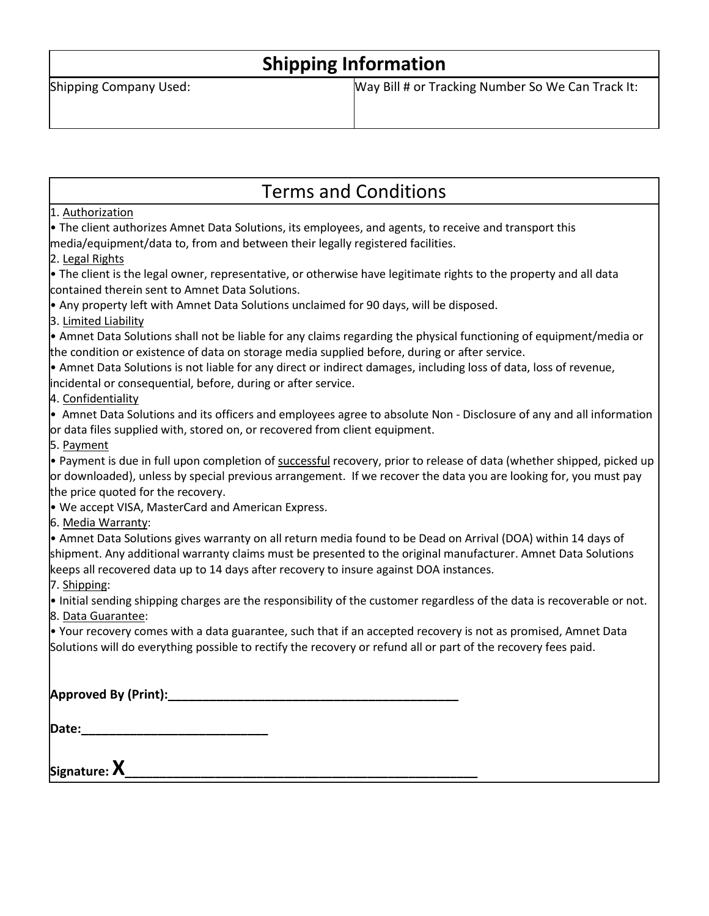## Shipping Information

| Shipping Company Used: | Way Bill # or Tracking Number So We Can Track It: |
|---|---|
| | |

## Terms and Conditions

1. Authorization
• The client authorizes Amnet Data Solutions, its employees, and agents, to receive and transport this media/equipment/data to, from and between their legally registered facilities.

2. Legal Rights
• The client is the legal owner, representative, or otherwise have legitimate rights to the property and all data contained therein sent to Amnet Data Solutions.
• Any property left with Amnet Data Solutions unclaimed for 90 days, will be disposed.

3. Limited Liability
• Amnet Data Solutions shall not be liable for any claims regarding the physical functioning of equipment/media or the condition or existence of data on storage media supplied before, during or after service.
• Amnet Data Solutions is not liable for any direct or indirect damages, including loss of data, loss of revenue, incidental or consequential, before, during or after service.

4. Confidentiality
• Amnet Data Solutions and its officers and employees agree to absolute Non - Disclosure of any and all information or data files supplied with, stored on, or recovered from client equipment.

5. Payment
• Payment is due in full upon completion of successful recovery, prior to release of data (whether shipped, picked up or downloaded), unless by special previous arrangement. If we recover the data you are looking for, you must pay the price quoted for the recovery.
• We accept VISA, MasterCard and American Express.

6. Media Warranty:
• Amnet Data Solutions gives warranty on all return media found to be Dead on Arrival (DOA) within 14 days of shipment. Any additional warranty claims must be presented to the original manufacturer. Amnet Data Solutions keeps all recovered data up to 14 days after recovery to insure against DOA instances.

7. Shipping:
• Initial sending shipping charges are the responsibility of the customer regardless of the data is recoverable or not.

8. Data Guarantee:
• Your recovery comes with a data guarantee, such that if an accepted recovery is not as promised, Amnet Data Solutions will do everything possible to rectify the recovery or refund all or part of the recovery fees paid.

**Approved By (Print):___________________________________________**

**Date:___________________________**

**Signature: X_____________________________________________________**